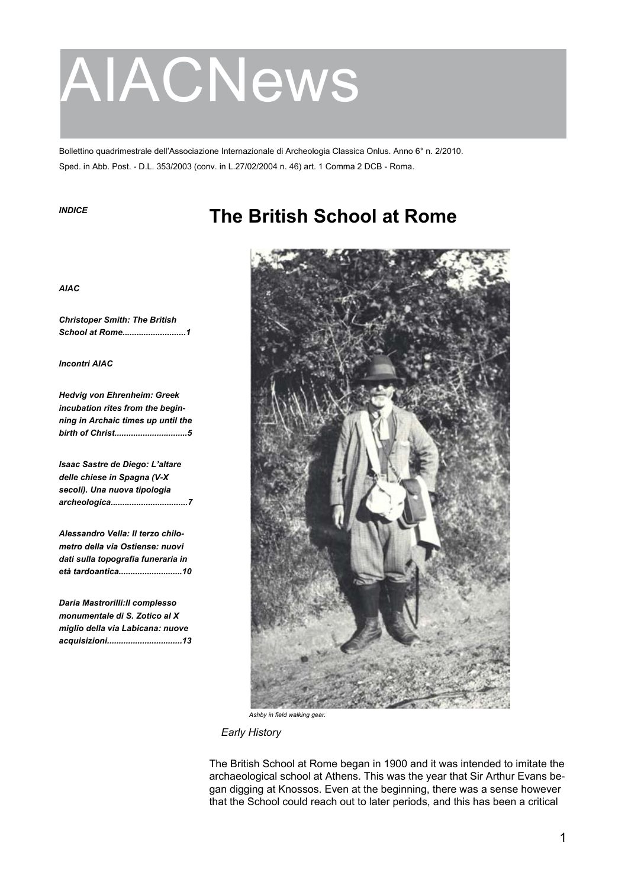# AIACNews

Bollettino quadrimestrale dell'Associazione Internazionale di Archeologia Classica Onlus. Anno 6° n. 2/2010.

Sped. in Abb. Post. - D.L. 353/2003 (conv. in L.27/02/2004 n. 46) art. 1 Comma 2 DCB - Roma.

***INDICE***

***AIAC***

***Christoper Smith: The British School at Rome..........................1***

***Incontri AIAC***

***Hedvig von Ehrenheim: Greek incubation rites from the beginning in Archaic times up until the birth of Christ..............................5***

***Isaac Sastre de Diego: L'altare delle chiese in Spagna (V-X secoli). Una nuova tipologia archeologica................................7***

***Alessandro Vella: Il terzo chilometro della via Ostiense: nuovi dati sulla topografia funeraria in età tardoantica..........................10***

***Daria Mastrorilli:Il complesso monumentale di S. Zotico al X miglio della via Labicana: nuove acquisizioni...............................13***

## The British School at Rome

*Ashby in field walking gear.*

*Early History*

The British School at Rome began in 1900 and it was intended to imitate the archaeological school at Athens. This was the year that Sir Arthur Evans began digging at Knossos. Even at the beginning, there was a sense however that the School could reach out to later periods, and this has been a critical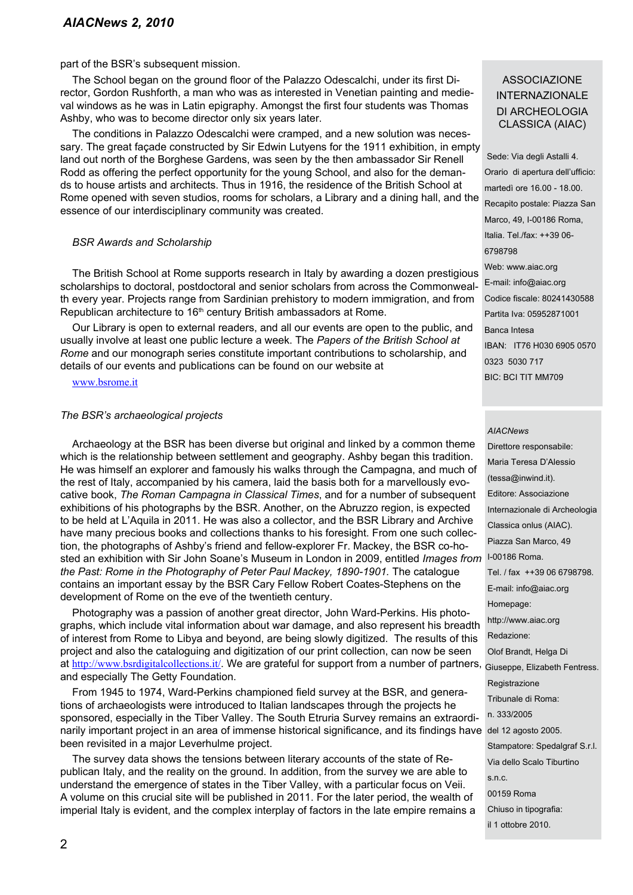part of the BSR's subsequent mission.

The School began on the ground floor of the Palazzo Odescalchi, under its first Director, Gordon Rushforth, a man who was as interested in Venetian painting and medieval windows as he was in Latin epigraphy. Amongst the first four students was Thomas Ashby, who was to become director only six years later.

The conditions in Palazzo Odescalchi were cramped, and a new solution was necessary. The great façade constructed by Sir Edwin Lutyens for the 1911 exhibition, in empty land out north of the Borghese Gardens, was seen by the then ambassador Sir Renell Rodd as offering the perfect opportunity for the young School, and also for the demands to house artists and architects. Thus in 1916, the residence of the British School at Rome opened with seven studios, rooms for scholars, a Library and a dining hall, and the essence of our interdisciplinary community was created.

*BSR Awards and Scholarship*

The British School at Rome supports research in Italy by awarding a dozen prestigious scholarships to doctoral, postdoctoral and senior scholars from across the Commonwealth every year. Projects range from Sardinian prehistory to modern immigration, and from Republican architecture to 16th century British ambassadors at Rome.

Our Library is open to external readers, and all our events are open to the public, and usually involve at least one public lecture a week. The *Papers of the British School at Rome* and our monograph series constitute important contributions to scholarship, and details of our events and publications can be found on our website at

www.bsrome.it

*The BSR's archaeological projects*

Archaeology at the BSR has been diverse but original and linked by a common theme which is the relationship between settlement and geography. Ashby began this tradition. He was himself an explorer and famously his walks through the Campagna, and much of the rest of Italy, accompanied by his camera, laid the basis both for a marvellously evocative book, *The Roman Campagna in Classical Times*, and for a number of subsequent exhibitions of his photographs by the BSR. Another, on the Abruzzo region, is expected to be held at L'Aquila in 2011. He was also a collector, and the BSR Library and Archive have many precious books and collections thanks to his foresight. From one such collection, the photographs of Ashby's friend and fellow-explorer Fr. Mackey, the BSR co-hosted an exhibition with Sir John Soane's Museum in London in 2009, entitled *Images from the Past: Rome in the Photography of Peter Paul Mackey, 1890-1901.* The catalogue contains an important essay by the BSR Cary Fellow Robert Coates-Stephens on the development of Rome on the eve of the twentieth century.

Photography was a passion of another great director, John Ward-Perkins. His photographs, which include vital information about war damage, and also represent his breadth of interest from Rome to Libya and beyond, are being slowly digitized. The results of this project and also the cataloguing and digitization of our print collection, can now be seen at http://www.bsrdigitalcollections.it/. We are grateful for support from a number of partners, and especially The Getty Foundation.

From 1945 to 1974, Ward-Perkins championed field survey at the BSR, and generations of archaeologists were introduced to Italian landscapes through the projects he sponsored, especially in the Tiber Valley. The South Etruria Survey remains an extraordinarily important project in an area of immense historical significance, and its findings have been revisited in a major Leverhulme project.

The survey data shows the tensions between literary accounts of the state of Republican Italy, and the reality on the ground. In addition, from the survey we are able to understand the emergence of states in the Tiber Valley, with a particular focus on Veii. A volume on this crucial site will be published in 2011. For the later period, the wealth of imperial Italy is evident, and the complex interplay of factors in the late empire remains a

ASSOCIAZIONE INTERNAZIONALE DI ARCHEOLOGIA CLASSICA (AIAC)

Sede: Via degli Astalli 4.
Orario di apertura dell'ufficio: martedì ore 16.00 - 18.00.
Recapito postale: Piazza San Marco, 49, I-00186 Roma, Italia. Tel./fax: ++39 06-6798798
Web: www.aiac.org
E-mail: info@aiac.org
Codice fiscale: 80241430588
Partita Iva: 05952871001
Banca Intesa
IBAN: IT76 H030 6905 0570 0323 5030 717
BIC: BCI TIT MM709

*AIACNews*
Direttore responsabile: Maria Teresa D'Alessio (tessa@inwind.it).
Editore: Associazione Internazionale di Archeologia Classica onlus (AIAC).
Piazza San Marco, 49
I-00186 Roma.
Tel. / fax ++39 06 6798798.
E-mail: info@aiac.org
Homepage: http://www.aiac.org
Redazione: Olof Brandt, Helga Di Giuseppe, Elizabeth Fentress.
Registrazione Tribunale di Roma: n. 333/2005 del 12 agosto 2005.
Stampatore: Spedalgraf S.r.l.
Via dello Scalo Tiburtino s.n.c.
00159 Roma
Chiuso in tipografia: il 1 ottobre 2010.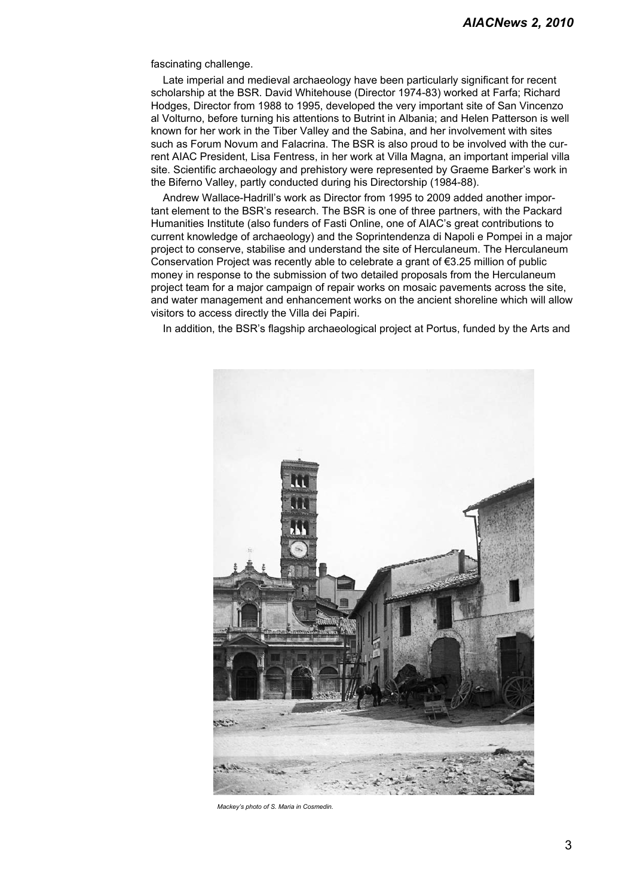fascinating challenge.

Late imperial and medieval archaeology have been particularly significant for recent scholarship at the BSR. David Whitehouse (Director 1974-83) worked at Farfa; Richard Hodges, Director from 1988 to 1995, developed the very important site of San Vincenzo al Volturno, before turning his attentions to Butrint in Albania; and Helen Patterson is well known for her work in the Tiber Valley and the Sabina, and her involvement with sites such as Forum Novum and Falacrina. The BSR is also proud to be involved with the current AIAC President, Lisa Fentress, in her work at Villa Magna, an important imperial villa site. Scientific archaeology and prehistory were represented by Graeme Barker's work in the Biferno Valley, partly conducted during his Directorship (1984-88).

Andrew Wallace-Hadrill's work as Director from 1995 to 2009 added another important element to the BSR's research. The BSR is one of three partners, with the Packard Humanities Institute (also funders of Fasti Online, one of AIAC's great contributions to current knowledge of archaeology) and the Soprintendenza di Napoli e Pompei in a major project to conserve, stabilise and understand the site of Herculaneum. The Herculaneum Conservation Project was recently able to celebrate a grant of €3.25 million of public money in response to the submission of two detailed proposals from the Herculaneum project team for a major campaign of repair works on mosaic pavements across the site, and water management and enhancement works on the ancient shoreline which will allow visitors to access directly the Villa dei Papiri.

In addition, the BSR's flagship archaeological project at Portus, funded by the Arts and

*Mackey's photo of S. Maria in Cosmedin.*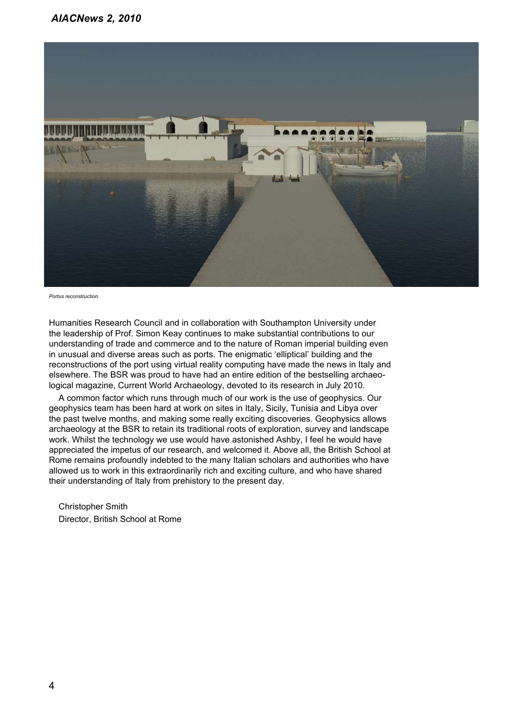*Portus reconstruction.*

Humanities Research Council and in collaboration with Southampton University under the leadership of Prof. Simon Keay continues to make substantial contributions to our understanding of trade and commerce and to the nature of Roman imperial building even in unusual and diverse areas such as ports. The enigmatic 'elliptical' building and the reconstructions of the port using virtual reality computing have made the news in Italy and elsewhere. The BSR was proud to have had an entire edition of the bestselling archaeological magazine, Current World Archaeology, devoted to its research in July 2010.

A common factor which runs through much of our work is the use of geophysics. Our geophysics team has been hard at work on sites in Italy, Sicily, Tunisia and Libya over the past twelve months, and making some really exciting discoveries. Geophysics allows archaeology at the BSR to retain its traditional roots of exploration, survey and landscape work. Whilst the technology we use would have astonished Ashby, I feel he would have appreciated the impetus of our research, and welcomed it. Above all, the British School at Rome remains profoundly indebted to the many Italian scholars and authorities who have allowed us to work in this extraordinarily rich and exciting culture, and who have shared their understanding of Italy from prehistory to the present day.

Christopher Smith
Director, British School at Rome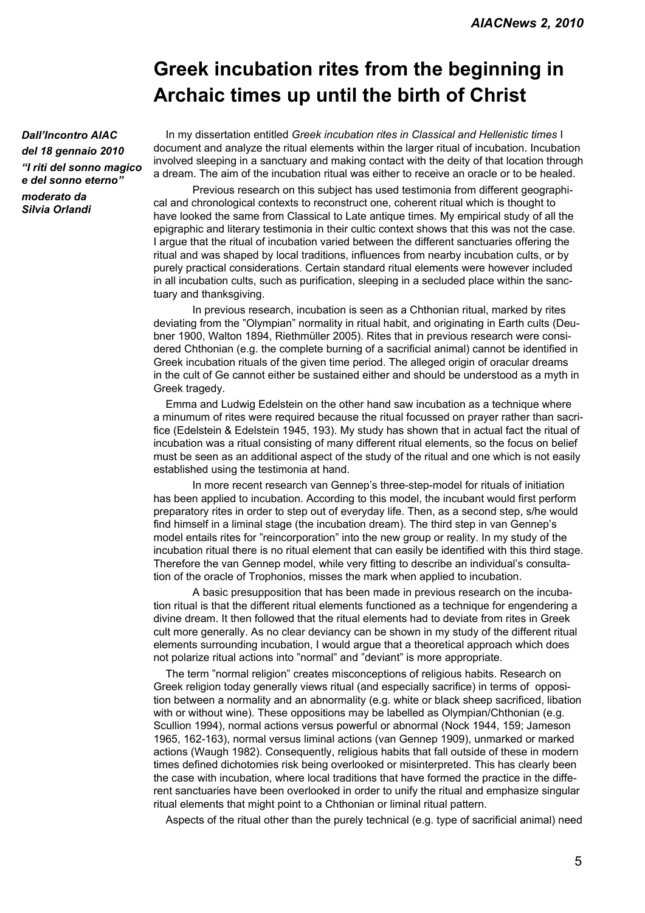# Greek incubation rites from the beginning in Archaic times up until the birth of Christ

***Dall'Incontro AIAC del 18 gennaio 2010 "I riti del sonno magico e del sonno eterno" moderato da Silvia Orlandi***

In my dissertation entitled *Greek incubation rites in Classical and Hellenistic times* I document and analyze the ritual elements within the larger ritual of incubation. Incubation involved sleeping in a sanctuary and making contact with the deity of that location through a dream. The aim of the incubation ritual was either to receive an oracle or to be healed.

Previous research on this subject has used testimonia from different geographical and chronological contexts to reconstruct one, coherent ritual which is thought to have looked the same from Classical to Late antique times. My empirical study of all the epigraphic and literary testimonia in their cultic context shows that this was not the case. I argue that the ritual of incubation varied between the different sanctuaries offering the ritual and was shaped by local traditions, influences from nearby incubation cults, or by purely practical considerations. Certain standard ritual elements were however included in all incubation cults, such as purification, sleeping in a secluded place within the sanctuary and thanksgiving.

In previous research, incubation is seen as a Chthonian ritual, marked by rites deviating from the "Olympian" normality in ritual habit, and originating in Earth cults (Deubner 1900, Walton 1894, Riethmüller 2005). Rites that in previous research were considered Chthonian (e.g. the complete burning of a sacrificial animal) cannot be identified in Greek incubation rituals of the given time period. The alleged origin of oracular dreams in the cult of Ge cannot either be sustained either and should be understood as a myth in Greek tragedy.

Emma and Ludwig Edelstein on the other hand saw incubation as a technique where a minumum of rites were required because the ritual focussed on prayer rather than sacrifice (Edelstein & Edelstein 1945, 193). My study has shown that in actual fact the ritual of incubation was a ritual consisting of many different ritual elements, so the focus on belief must be seen as an additional aspect of the study of the ritual and one which is not easily established using the testimonia at hand.

In more recent research van Gennep's three-step-model for rituals of initiation has been applied to incubation. According to this model, the incubant would first perform preparatory rites in order to step out of everyday life. Then, as a second step, s/he would find himself in a liminal stage (the incubation dream). The third step in van Gennep's model entails rites for "reincorporation" into the new group or reality. In my study of the incubation ritual there is no ritual element that can easily be identified with this third stage. Therefore the van Gennep model, while very fitting to describe an individual's consultation of the oracle of Trophonios, misses the mark when applied to incubation.

A basic presupposition that has been made in previous research on the incubation ritual is that the different ritual elements functioned as a technique for engendering a divine dream. It then followed that the ritual elements had to deviate from rites in Greek cult more generally. As no clear deviancy can be shown in my study of the different ritual elements surrounding incubation, I would argue that a theoretical approach which does not polarize ritual actions into "normal" and "deviant" is more appropriate.

The term "normal religion" creates misconceptions of religious habits. Research on Greek religion today generally views ritual (and especially sacrifice) in terms of opposition between a normality and an abnormality (e.g. white or black sheep sacrificed, libation with or without wine). These oppositions may be labelled as Olympian/Chthonian (e.g. Scullion 1994), normal actions versus powerful or abnormal (Nock 1944, 159; Jameson 1965, 162-163), normal versus liminal actions (van Gennep 1909), unmarked or marked actions (Waugh 1982). Consequently, religious habits that fall outside of these in modern times defined dichotomies risk being overlooked or misinterpreted. This has clearly been the case with incubation, where local traditions that have formed the practice in the different sanctuaries have been overlooked in order to unify the ritual and emphasize singular ritual elements that might point to a Chthonian or liminal ritual pattern.

Aspects of the ritual other than the purely technical (e.g. type of sacrificial animal) need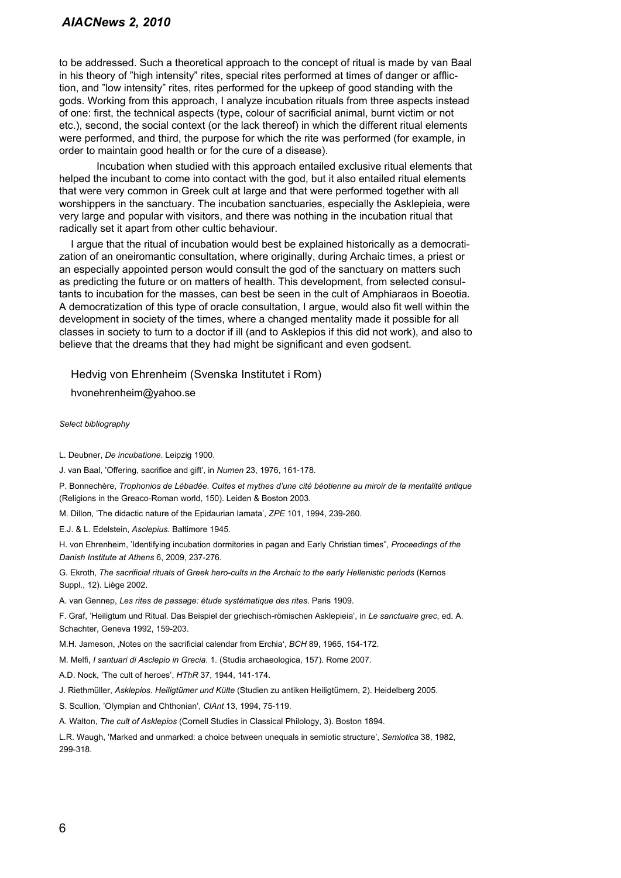to be addressed. Such a theoretical approach to the concept of ritual is made by van Baal in his theory of "high intensity" rites, special rites performed at times of danger or affliction, and "low intensity" rites, rites performed for the upkeep of good standing with the gods. Working from this approach, I analyze incubation rituals from three aspects instead of one: first, the technical aspects (type, colour of sacrificial animal, burnt victim or not etc.), second, the social context (or the lack thereof) in which the different ritual elements were performed, and third, the purpose for which the rite was performed (for example, in order to maintain good health or for the cure of a disease).

Incubation when studied with this approach entailed exclusive ritual elements that helped the incubant to come into contact with the god, but it also entailed ritual elements that were very common in Greek cult at large and that were performed together with all worshippers in the sanctuary. The incubation sanctuaries, especially the Asklepieia, were very large and popular with visitors, and there was nothing in the incubation ritual that radically set it apart from other cultic behaviour.

I argue that the ritual of incubation would best be explained historically as a democratization of an oneiromantic consultation, where originally, during Archaic times, a priest or an especially appointed person would consult the god of the sanctuary on matters such as predicting the future or on matters of health. This development, from selected consultants to incubation for the masses, can best be seen in the cult of Amphiaraos in Boeotia. A democratization of this type of oracle consultation, I argue, would also fit well within the development in society of the times, where a changed mentality made it possible for all classes in society to turn to a doctor if ill (and to Asklepios if this did not work), and also to believe that the dreams that they had might be significant and even godsent.

Hedvig von Ehrenheim (Svenska Institutet i Rom)

hvonehrenheim@yahoo.se

*Select bibliography*

L. Deubner, *De incubatione*. Leipzig 1900.

J. van Baal, 'Offering, sacrifice and gift', in *Numen* 23, 1976, 161-178.

P. Bonnechère, *Trophonios de Lébadée. Cultes et mythes d'une cité béotienne au miroir de la mentalité antique* (Religions in the Greaco-Roman world, 150). Leiden & Boston 2003.

M. Dillon, 'The didactic nature of the Epidaurian Iamata', *ZPE* 101, 1994, 239-260.

E.J. & L. Edelstein, *Asclepius*. Baltimore 1945.

H. von Ehrenheim, 'Identifying incubation dormitories in pagan and Early Christian times", *Proceedings of the Danish Institute at Athens* 6, 2009, 237-276.

G. Ekroth, *The sacrificial rituals of Greek hero-cults in the Archaic to the early Hellenistic periods* (Kernos Suppl., 12). Liège 2002.

A. van Gennep, *Les rites de passage: étude systématique des rites*. Paris 1909.

F. Graf, 'Heiligtum und Ritual. Das Beispiel der griechisch-römischen Asklepieia', in *Le sanctuaire grec*, ed. A. Schachter, Geneva 1992, 159-203.

M.H. Jameson, ,Notes on the sacrificial calendar from Erchia', *BCH* 89, 1965, 154-172.

M. Melfi, *I santuari di Asclepio in Grecia*. 1. (Studia archaeologica, 157). Rome 2007.

A.D. Nock, 'The cult of heroes', *HThR* 37, 1944, 141-174.

J. Riethmüller, *Asklepios. Heiligtümer und Külte* (Studien zu antiken Heiligtümern, 2). Heidelberg 2005.

S. Scullion, 'Olympian and Chthonian', *ClAnt* 13, 1994, 75-119.

A. Walton, *The cult of Asklepios* (Cornell Studies in Classical Philology, 3). Boston 1894.

L.R. Waugh, 'Marked and unmarked: a choice between unequals in semiotic structure', *Semiotica* 38, 1982, 299-318.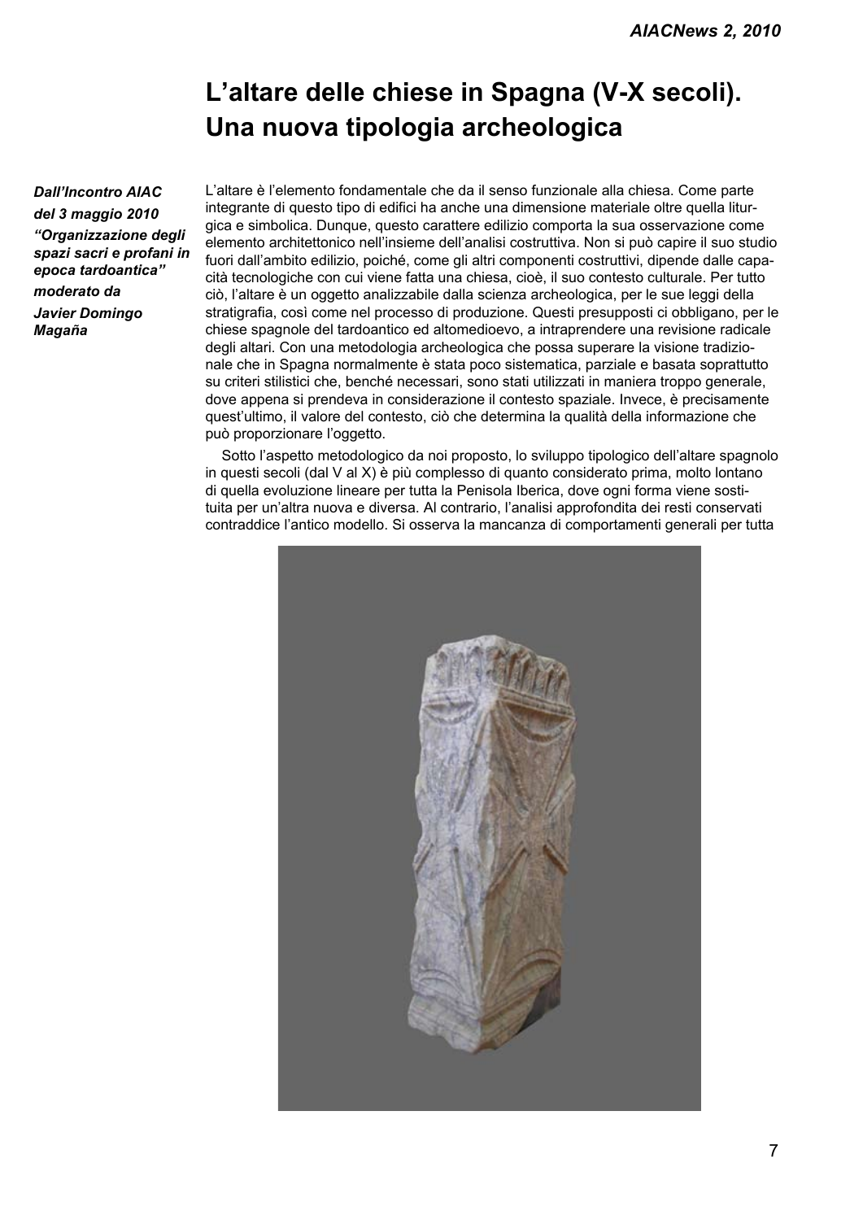# L'altare delle chiese in Spagna (V-X secoli). Una nuova tipologia archeologica

***Dall'Incontro AIAC del 3 maggio 2010 "Organizzazione degli spazi sacri e profani in epoca tardoantica" moderato da Javier Domingo Magaña***

L'altare è l'elemento fondamentale che da il senso funzionale alla chiesa. Come parte integrante di questo tipo di edifici ha anche una dimensione materiale oltre quella liturgica e simbolica. Dunque, questo carattere edilizio comporta la sua osservazione come elemento architettonico nell'insieme dell'analisi costruttiva. Non si può capire il suo studio fuori dall'ambito edilizio, poiché, come gli altri componenti costruttivi, dipende dalle capacità tecnologiche con cui viene fatta una chiesa, cioè, il suo contesto culturale. Per tutto ciò, l'altare è un oggetto analizzabile dalla scienza archeologica, per le sue leggi della stratigrafia, così come nel processo di produzione. Questi presupposti ci obbligano, per le chiese spagnole del tardoantico ed altomedioevo, a intraprendere una revisione radicale degli altari. Con una metodologia archeologica che possa superare la visione tradizionale che in Spagna normalmente è stata poco sistematica, parziale e basata soprattutto su criteri stilistici che, benché necessari, sono stati utilizzati in maniera troppo generale, dove appena si prendeva in considerazione il contesto spaziale. Invece, è precisamente quest'ultimo, il valore del contesto, ciò che determina la qualità della informazione che può proporzionare l'oggetto.

Sotto l'aspetto metodologico da noi proposto, lo sviluppo tipologico dell'altare spagnolo in questi secoli (dal V al X) è più complesso di quanto considerato prima, molto lontano di quella evoluzione lineare per tutta la Penisola Iberica, dove ogni forma viene sostituita per un'altra nuova e diversa. Al contrario, l'analisi approfondita dei resti conservati contraddice l'antico modello. Si osserva la mancanza di comportamenti generali per tutta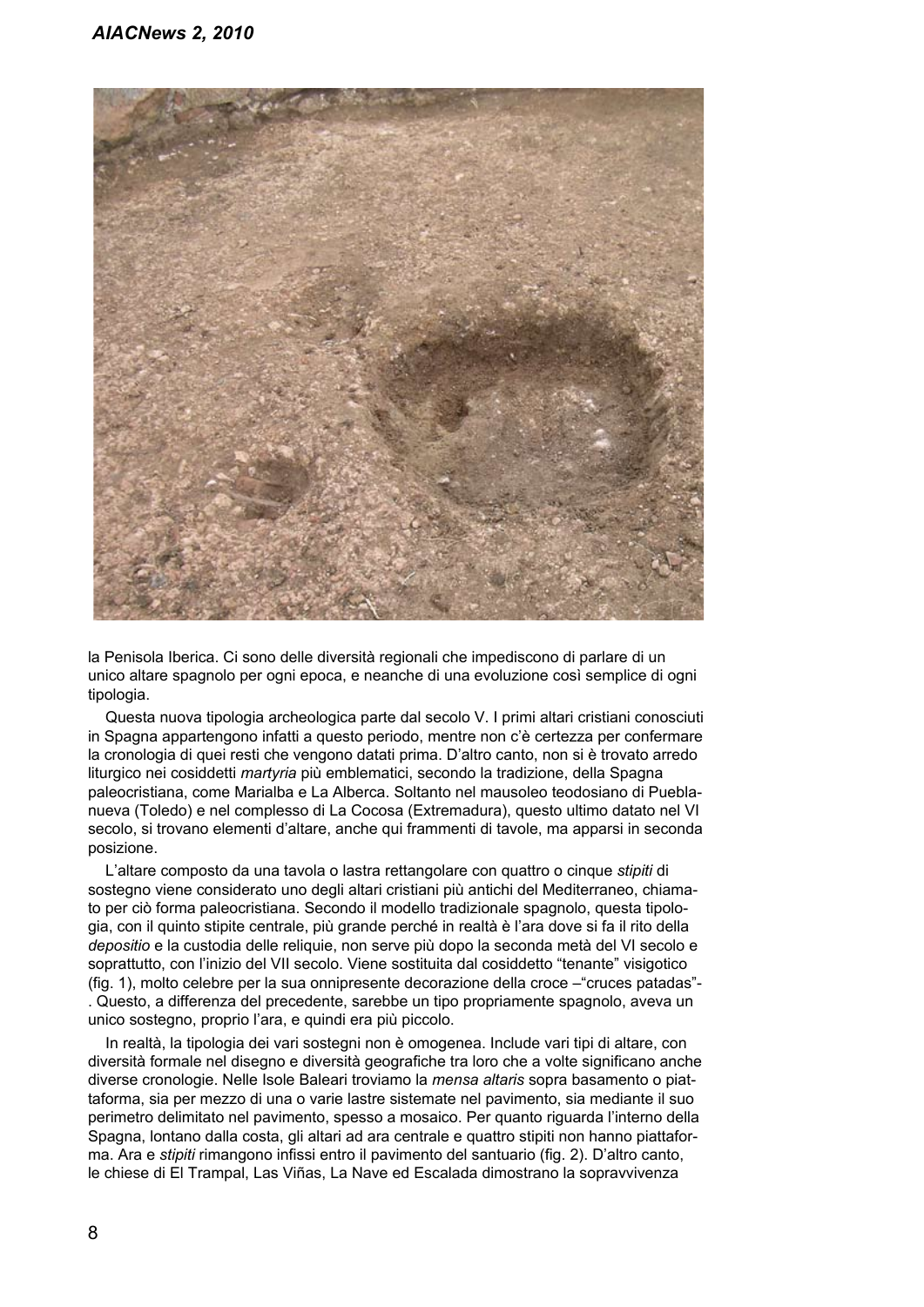la Penisola Iberica. Ci sono delle diversità regionali che impediscono di parlare di un unico altare spagnolo per ogni epoca, e neanche di una evoluzione così semplice di ogni tipologia.

Questa nuova tipologia archeologica parte dal secolo V. I primi altari cristiani conosciuti in Spagna appartengono infatti a questo periodo, mentre non c'è certezza per confermare la cronologia di quei resti che vengono datati prima. D'altro canto, non si è trovato arredo liturgico nei cosiddetti *martyria* più emblematici, secondo la tradizione, della Spagna paleocristiana, come Marialba e La Alberca. Soltanto nel mausoleo teodosiano di Pueblanueva (Toledo) e nel complesso di La Cocosa (Extremadura), questo ultimo datato nel VI secolo, si trovano elementi d'altare, anche qui frammenti di tavole, ma apparsi in seconda posizione.

L'altare composto da una tavola o lastra rettangolare con quattro o cinque *stipiti* di sostegno viene considerato uno degli altari cristiani più antichi del Mediterraneo, chiamato per ciò forma paleocristiana. Secondo il modello tradizionale spagnolo, questa tipologia, con il quinto stipite centrale, più grande perché in realtà è l'ara dove si fa il rito della *depositio* e la custodia delle reliquie, non serve più dopo la seconda metà del VI secolo e soprattutto, con l'inizio del VII secolo. Viene sostituita dal cosiddetto "tenante" visigotico (fig. 1), molto celebre per la sua onnipresente decorazione della croce –"cruces patadas"-. Questo, a differenza del precedente, sarebbe un tipo propriamente spagnolo, aveva un unico sostegno, proprio l'ara, e quindi era più piccolo.

In realtà, la tipologia dei vari sostegni non è omogenea. Include vari tipi di altare, con diversità formale nel disegno e diversità geografiche tra loro che a volte significano anche diverse cronologie. Nelle Isole Baleari troviamo la *mensa altaris* sopra basamento o piattaforma, sia per mezzo di una o varie lastre sistemate nel pavimento, sia mediante il suo perimetro delimitato nel pavimento, spesso a mosaico. Per quanto riguarda l'interno della Spagna, lontano dalla costa, gli altari ad ara centrale e quattro stipiti non hanno piattaforma. Ara e *stipiti* rimangono infissi entro il pavimento del santuario (fig. 2). D'altro canto, le chiese di El Trampal, Las Viñas, La Nave ed Escalada dimostrano la sopravvivenza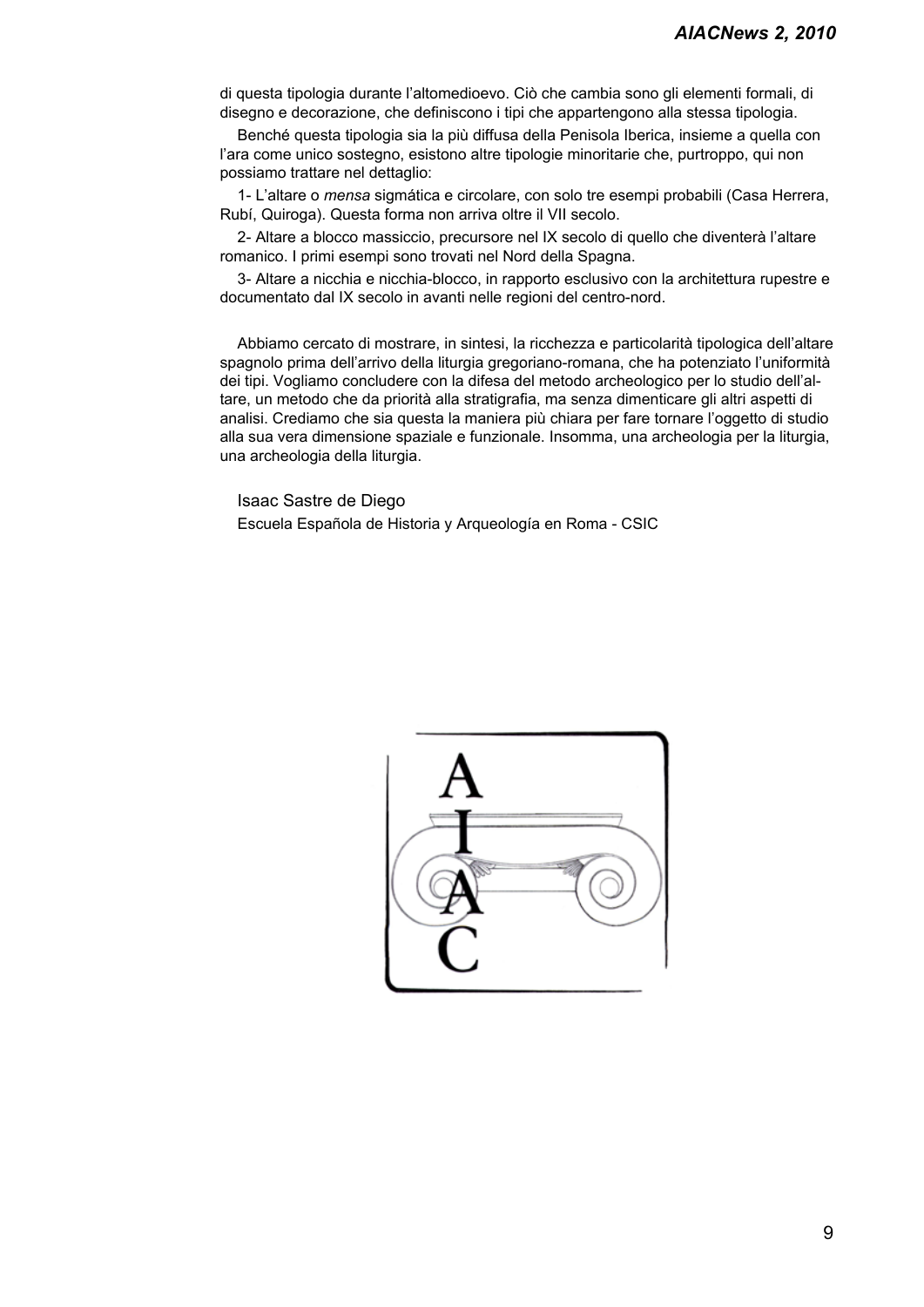di questa tipologia durante l'altomedioevo. Ciò che cambia sono gli elementi formali, di disegno e decorazione, che definiscono i tipi che appartengono alla stessa tipologia.

Benché questa tipologia sia la più diffusa della Penisola Iberica, insieme a quella con l'ara come unico sostegno, esistono altre tipologie minoritarie che, purtroppo, qui non possiamo trattare nel dettaglio:

1- L'altare o *mensa* sigmática e circolare, con solo tre esempi probabili (Casa Herrera, Rubí, Quiroga). Questa forma non arriva oltre il VII secolo.

2- Altare a blocco massiccio, precursore nel IX secolo di quello che diventerà l'altare romanico. I primi esempi sono trovati nel Nord della Spagna.

3- Altare a nicchia e nicchia-blocco, in rapporto esclusivo con la architettura rupestre e documentato dal IX secolo in avanti nelle regioni del centro-nord.

Abbiamo cercato di mostrare, in sintesi, la ricchezza e particolarità tipologica dell'altare spagnolo prima dell'arrivo della liturgia gregoriano-romana, che ha potenziato l'uniformità dei tipi. Vogliamo concludere con la difesa del metodo archeologico per lo studio dell'altare, un metodo che da priorità alla stratigrafia, ma senza dimenticare gli altri aspetti di analisi. Crediamo che sia questa la maniera più chiara per fare tornare l'oggetto di studio alla sua vera dimensione spaziale e funzionale. Insomma, una archeologia per la liturgia, una archeologia della liturgia.

Isaac Sastre de Diego

Escuela Española de Historia y Arqueología en Roma - CSIC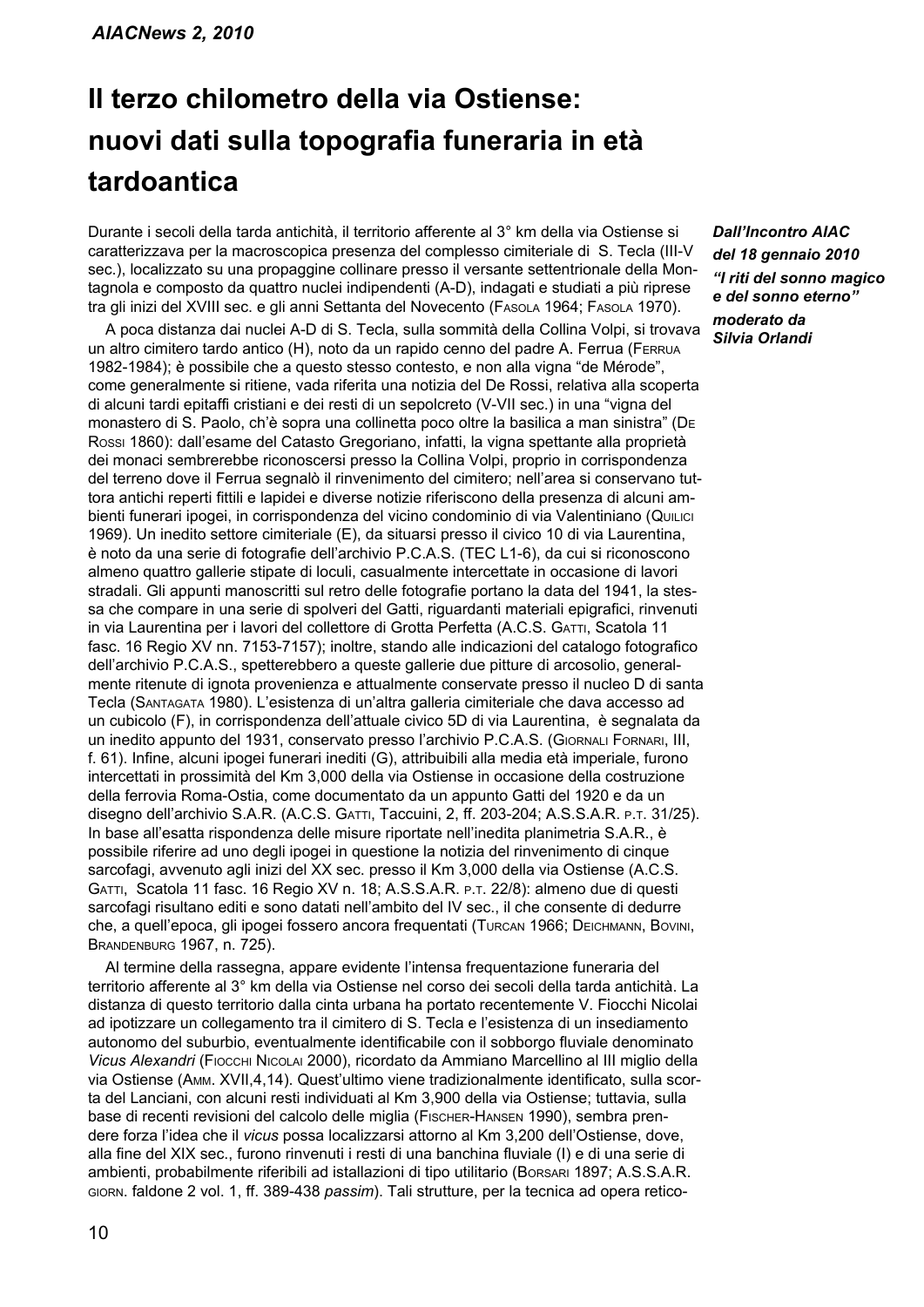# Il terzo chilometro della via Ostiense: nuovi dati sulla topografia funeraria in età tardoantica

*Dall'Incontro AIAC del 18 gennaio 2010 "I riti del sonno magico e del sonno eterno" moderato da Silvia Orlandi*

Durante i secoli della tarda antichità, il territorio afferente al 3° km della via Ostiense si caratterizzava per la macroscopica presenza del complesso cimiteriale di S. Tecla (III-V sec.), localizzato su una propaggine collinare presso il versante settentrionale della Montagnola e composto da quattro nuclei indipendenti (A-D), indagati e studiati a più riprese tra gli inizi del XVIII sec. e gli anni Settanta del Novecento (Fasola 1964; Fasola 1970).

A poca distanza dai nuclei A-D di S. Tecla, sulla sommità della Collina Volpi, si trovava un altro cimitero tardo antico (H), noto da un rapido cenno del padre A. Ferrua (Ferrua 1982-1984); è possibile che a questo stesso contesto, e non alla vigna "de Mérode", come generalmente si ritiene, vada riferita una notizia del De Rossi, relativa alla scoperta di alcuni tardi epitaffi cristiani e dei resti di un sepolcreto (V-VII sec.) in una "vigna del monastero di S. Paolo, ch'è sopra una collinetta poco oltre la basilica a man sinistra" (De Rossi 1860): dall'esame del Catasto Gregoriano, infatti, la vigna spettante alla proprietà dei monaci sembrerebbe riconoscersi presso la Collina Volpi, proprio in corrispondenza del terreno dove il Ferrua segnalò il rinvenimento del cimitero; nell'area si conservano tuttora antichi reperti fittili e lapidei e diverse notizie riferiscono della presenza di alcuni ambienti funerari ipogei, in corrispondenza del vicino condominio di via Valentiniano (Quilici 1969). Un inedito settore cimiteriale (E), da situarsi presso il civico 10 di via Laurentina, è noto da una serie di fotografie dell'archivio P.C.A.S. (TEC L1-6), da cui si riconoscono almeno quattro gallerie stipate di loculi, casualmente intercettate in occasione di lavori stradali. Gli appunti manoscritti sul retro delle fotografie portano la data del 1941, la stessa che compare in una serie di spolveri del Gatti, riguardanti materiali epigrafici, rinvenuti in via Laurentina per i lavori del collettore di Grotta Perfetta (A.C.S. Gatti, Scatola 11 fasc. 16 Regio XV nn. 7153-7157); inoltre, stando alle indicazioni del catalogo fotografico dell'archivio P.C.A.S., spetterebbero a queste gallerie due pitture di arcosolio, generalmente ritenute di ignota provenienza e attualmente conservate presso il nucleo D di santa Tecla (Santagata 1980). L'esistenza di un'altra galleria cimiteriale che dava accesso ad un cubicolo (F), in corrispondenza dell'attuale civico 5D di via Laurentina, è segnalata da un inedito appunto del 1931, conservato presso l'archivio P.C.A.S. (Giornali Fornari, III, f. 61). Infine, alcuni ipogei funerari inediti (G), attribuibili alla media età imperiale, furono intercettati in prossimità del Km 3,000 della via Ostiense in occasione della costruzione della ferrovia Roma-Ostia, come documentato da un appunto Gatti del 1920 e da un disegno dell'archivio S.A.R. (A.C.S. Gatti, Taccuini, 2, ff. 203-204; A.S.S.A.R. p.t. 31/25). In base all'esatta rispondenza delle misure riportate nell'inedita planimetria S.A.R., è possibile riferire ad uno degli ipogei in questione la notizia del rinvenimento di cinque sarcofagi, avvenuto agli inizi del XX sec. presso il Km 3,000 della via Ostiense (A.C.S. Gatti, Scatola 11 fasc. 16 Regio XV n. 18; A.S.S.A.R. p.t. 22/8): almeno due di questi sarcofagi risultano editi e sono datati nell'ambito del IV sec., il che consente di dedurre che, a quell'epoca, gli ipogei fossero ancora frequentati (Turcan 1966; Deichmann, Bovini, Brandenburg 1967, n. 725).

Al termine della rassegna, appare evidente l'intensa frequentazione funeraria del territorio afferente al 3° km della via Ostiense nel corso dei secoli della tarda antichità. La distanza di questo territorio dalla cinta urbana ha portato recentemente V. Fiocchi Nicolai ad ipotizzare un collegamento tra il cimitero di S. Tecla e l'esistenza di un insediamento autonomo del suburbio, eventualmente identificabile con il sobborgo fluviale denominato *Vicus Alexandri* (Fiocchi Nicolai 2000), ricordato da Ammiano Marcellino al III miglio della via Ostiense (Amm. XVII,4,14). Quest'ultimo viene tradizionalmente identificato, sulla scorta del Lanciani, con alcuni resti individuati al Km 3,900 della via Ostiense; tuttavia, sulla base di recenti revisioni del calcolo delle miglia (Fischer-Hansen 1990), sembra prendere forza l'idea che il *vicus* possa localizzarsi attorno al Km 3,200 dell'Ostiense, dove, alla fine del XIX sec., furono rinvenuti i resti di una banchina fluviale (I) e di una serie di ambienti, probabilmente riferibili ad istallazioni di tipo utilitario (Borsari 1897; A.S.S.A.R. giorn. faldone 2 vol. 1, ff. 389-438 *passim*). Tali strutture, per la tecnica ad opera retico-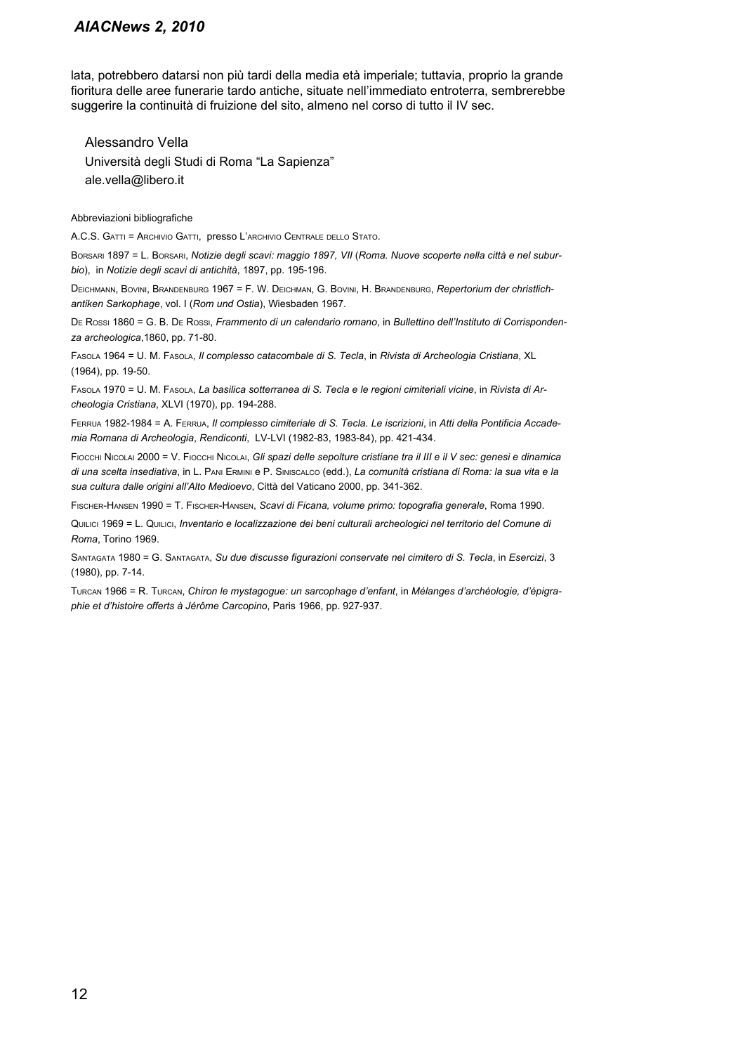lata, potrebbero datarsi non più tardi della media età imperiale; tuttavia, proprio la grande fioritura delle aree funerarie tardo antiche, situate nell'immediato entroterra, sembrerebbe suggerire la continuità di fruizione del sito, almeno nel corso di tutto il IV sec.

Alessandro Vella
Università degli Studi di Roma "La Sapienza"
ale.vella@libero.it

Abbreviazioni bibliografiche

A.C.S. Gatti = Archivio Gatti, presso L'archivio Centrale dello Stato.

Borsari 1897 = L. Borsari, *Notizie degli scavi: maggio 1897, VII* (*Roma. Nuove scoperte nella città e nel suburbio*), in *Notizie degli scavi di antichità*, 1897, pp. 195-196.

Deichmann, Bovini, Brandenburg 1967 = F. W. Deichman, G. Bovini, H. Brandenburg, *Repertorium der christlich-antiken Sarkophage*, vol. I (*Rom und Ostia*), Wiesbaden 1967.

De Rossi 1860 = G. B. De Rossi, *Frammento di un calendario romano*, in *Bullettino dell'Instituto di Corrispondenza archeologica*,1860, pp. 71-80.

Fasola 1964 = U. M. Fasola, *Il complesso catacombale di S. Tecla*, in *Rivista di Archeologia Cristiana*, XL (1964), pp. 19-50.

Fasola 1970 = U. M. Fasola, *La basilica sotterranea di S. Tecla e le regioni cimiteriali vicine*, in *Rivista di Archeologia Cristiana*, XLVI (1970), pp. 194-288.

Ferrua 1982-1984 = A. Ferrua, *Il complesso cimiteriale di S. Tecla. Le iscrizioni*, in *Atti della Pontificia Accademia Romana di Archeologia*, *Rendiconti*, LV-LVI (1982-83, 1983-84), pp. 421-434.

Fiocchi Nicolai 2000 = V. Fiocchi Nicolai, *Gli spazi delle sepolture cristiane tra il III e il V sec: genesi e dinamica di una scelta insediativa*, in L. Pani Ermini e P. Siniscalco (edd.), *La comunità cristiana di Roma: la sua vita e la sua cultura dalle origini all'Alto Medioevo*, Città del Vaticano 2000, pp. 341-362.

Fischer-Hansen 1990 = T. Fischer-Hansen, *Scavi di Ficana, volume primo: topografia generale*, Roma 1990.

Quilici 1969 = L. Quilici, *Inventario e localizzazione dei beni culturali archeologici nel territorio del Comune di Roma*, Torino 1969.

Santagata 1980 = G. Santagata, *Su due discusse figurazioni conservate nel cimitero di S. Tecla*, in *Esercizi*, 3 (1980), pp. 7-14.

Turcan 1966 = R. Turcan, *Chiron le mystagogue: un sarcophage d'enfant*, in *Mélanges d'archéologie, d'épigraphie et d'histoire offerts à Jérôme Carcopino*, Paris 1966, pp. 927-937.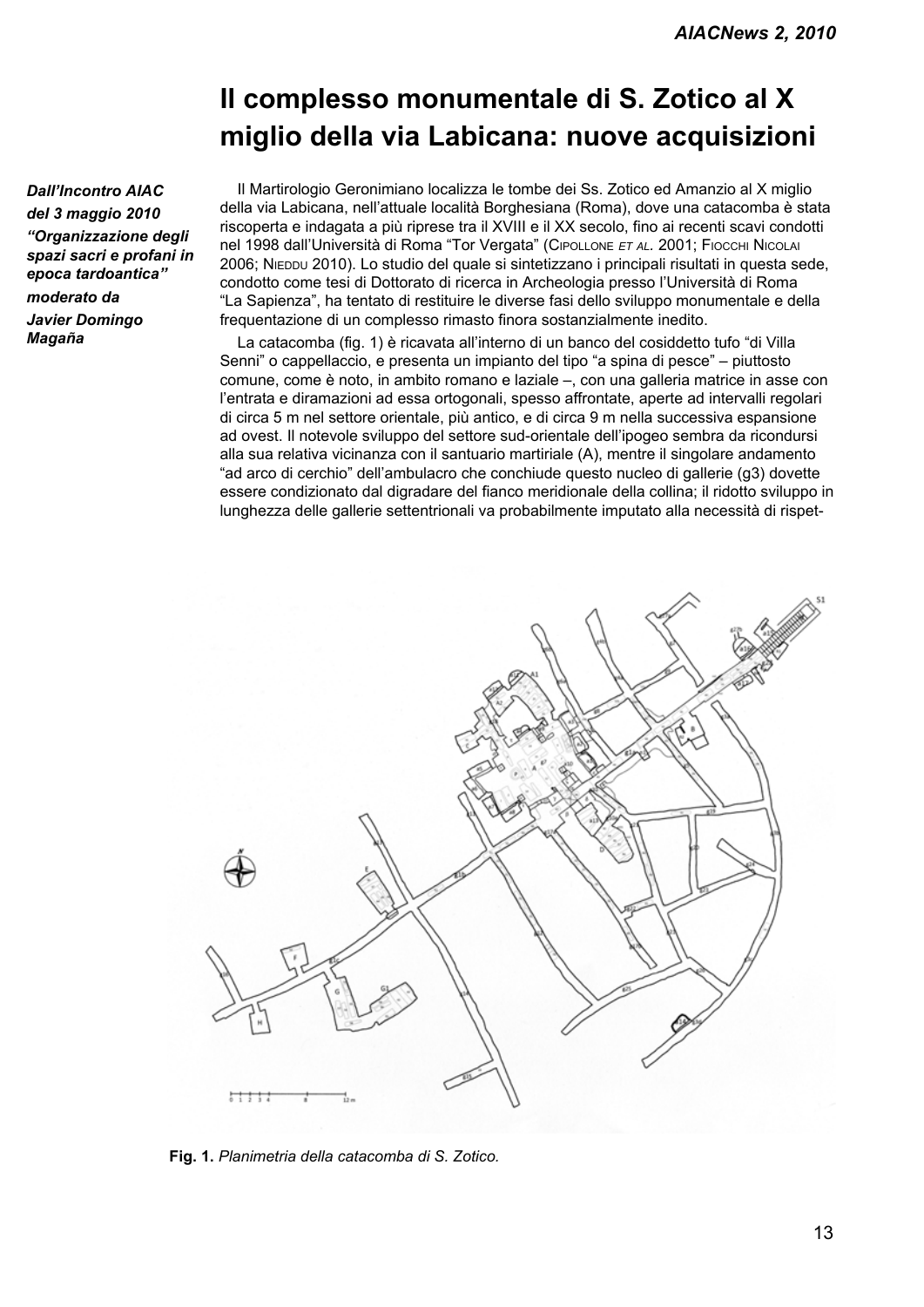# Il complesso monumentale di S. Zotico al X miglio della via Labicana: nuove acquisizioni

***Dall'Incontro AIAC del 3 maggio 2010 "Organizzazione degli spazi sacri e profani in epoca tardoantica" moderato da Javier Domingo Magaña***

Il Martirologio Geronimiano localizza le tombe dei Ss. Zotico ed Amanzio al X miglio della via Labicana, nell'attuale località Borghesiana (Roma), dove una catacomba è stata riscoperta e indagata a più riprese tra il XVIII e il XX secolo, fino ai recenti scavi condotti nel 1998 dall'Università di Roma "Tor Vergata" (Cipollone *et al*. 2001; Fiocchi Nicolai 2006; Nieddu 2010). Lo studio del quale si sintetizzano i principali risultati in questa sede, condotto come tesi di Dottorato di ricerca in Archeologia presso l'Università di Roma "La Sapienza", ha tentato di restituire le diverse fasi dello sviluppo monumentale e della frequentazione di un complesso rimasto finora sostanzialmente inedito.

La catacomba (fig. 1) è ricavata all'interno di un banco del cosiddetto tufo "di Villa Senni" o cappellaccio, e presenta un impianto del tipo "a spina di pesce" – piuttosto comune, come è noto, in ambito romano e laziale –, con una galleria matrice in asse con l'entrata e diramazioni ad essa ortogonali, spesso affrontate, aperte ad intervalli regolari di circa 5 m nel settore orientale, più antico, e di circa 9 m nella successiva espansione ad ovest. Il notevole sviluppo del settore sud-orientale dell'ipogeo sembra da ricondursi alla sua relativa vicinanza con il santuario martiriale (A), mentre il singolare andamento "ad arco di cerchio" dell'ambulacro che conchiude questo nucleo di gallerie (g3) dovette essere condizionato dal digradare del fianco meridionale della collina; il ridotto sviluppo in lunghezza delle gallerie settentrionali va probabilmente imputato alla necessità di rispet-

**Fig. 1.** *Planimetria della catacomba di S. Zotico.*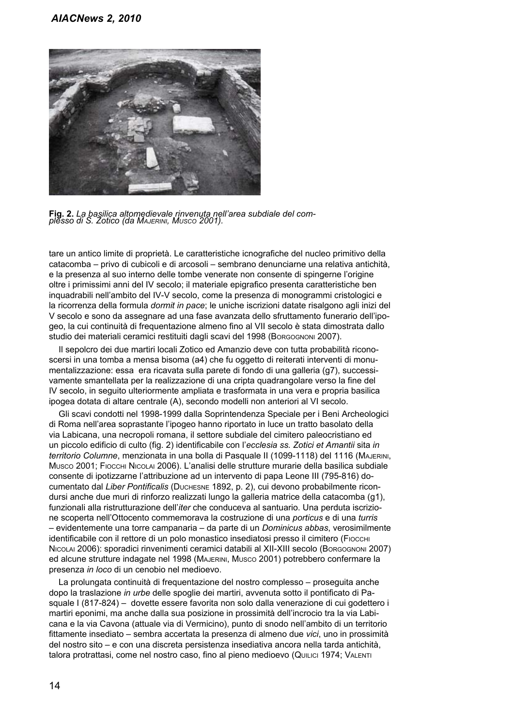**Fig. 2.** *La basilica altomedievale rinvenuta nell'area subdiale del complesso di S. Zotico (da Majerini, Musco 2001).*

tare un antico limite di proprietà. Le caratteristiche icnografiche del nucleo primitivo della catacomba – privo di cubicoli e di arcosoli – sembrano denunciarne una relativa antichità, e la presenza al suo interno delle tombe venerate non consente di spingerne l'origine oltre i primissimi anni del IV secolo; il materiale epigrafico presenta caratteristiche ben inquadrabili nell'ambito del IV-V secolo, come la presenza di monogrammi cristologici e la ricorrenza della formula *dormit in pace*; le uniche iscrizioni datate risalgono agli inizi del V secolo e sono da assegnare ad una fase avanzata dello sfruttamento funerario dell'ipogeo, la cui continuità di frequentazione almeno fino al VII secolo è stata dimostrata dallo studio dei materiali ceramici restituiti dagli scavi del 1998 (Borgognoni 2007).

Il sepolcro dei due martiri locali Zotico ed Amanzio deve con tutta probabilità riconoscersi in una tomba a mensa bisoma (a4) che fu oggetto di reiterati interventi di monumentalizzazione: essa era ricavata sulla parete di fondo di una galleria (g7), successivamente smantellata per la realizzazione di una cripta quadrangolare verso la fine del IV secolo, in seguito ulteriormente ampliata e trasformata in una vera e propria basilica ipogea dotata di altare centrale (A), secondo modelli non anteriori al VI secolo.

Gli scavi condotti nel 1998-1999 dalla Soprintendenza Speciale per i Beni Archeologici di Roma nell'area soprastante l'ipogeo hanno riportato in luce un tratto basolato della via Labicana, una necropoli romana, il settore subdiale del cimitero paleocristiano ed un piccolo edificio di culto (fig. 2) identificabile con l'*ecclesia ss. Zotici et Amantii* sita *in territorio Columne*, menzionata in una bolla di Pasquale II (1099-1118) del 1116 (Majerini, Musco 2001; Fiocchi Nicolai 2006). L'analisi delle strutture murarie della basilica subdiale consente di ipotizzarne l'attribuzione ad un intervento di papa Leone III (795-816) documentato dal *Liber Pontificalis* (Duchesne 1892, p. 2), cui devono probabilmente ricondursi anche due muri di rinforzo realizzati lungo la galleria matrice della catacomba (g1), funzionali alla ristrutturazione dell'*iter* che conduceva al santuario. Una perduta iscrizione scoperta nell'Ottocento commemorava la costruzione di una *porticus* e di una *turris* – evidentemente una torre campanaria – da parte di un *Dominicus abbas*, verosimilmente identificabile con il rettore di un polo monastico insediatosi presso il cimitero (Fiocchi Nicolai 2006): sporadici rinvenimenti ceramici databili al XII-XIII secolo (Borgognoni 2007) ed alcune strutture indagate nel 1998 (Majerini, Musco 2001) potrebbero confermare la presenza *in loco* di un cenobio nel medioevo.

La prolungata continuità di frequentazione del nostro complesso – proseguita anche dopo la traslazione *in urbe* delle spoglie dei martiri, avvenuta sotto il pontificato di Pasquale I (817-824) – dovette essere favorita non solo dalla venerazione di cui godettero i martiri eponimi, ma anche dalla sua posizione in prossimità dell'incrocio tra la via Labicana e la via Cavona (attuale via di Vermicino), punto di snodo nell'ambito di un territorio fittamente insediato – sembra accertata la presenza di almeno due *vici*, uno in prossimità del nostro sito – e con una discreta persistenza insediativa ancora nella tarda antichità, talora protrattasi, come nel nostro caso, fino al pieno medioevo (Quilici 1974; Valenti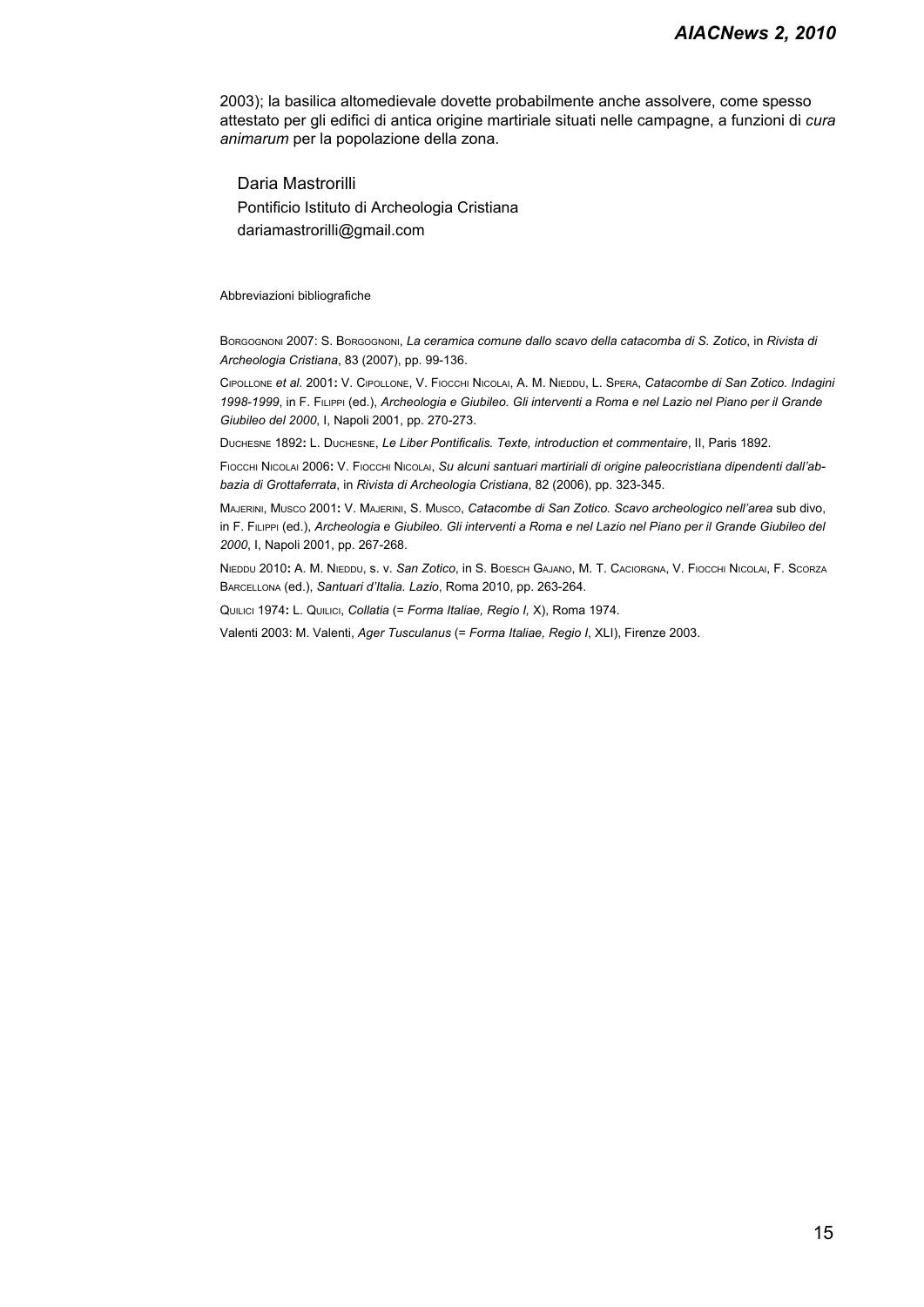2003); la basilica altomedievale dovette probabilmente anche assolvere, come spesso attestato per gli edifici di antica origine martiriale situati nelle campagne, a funzioni di *cura animarum* per la popolazione della zona.

Daria Mastrorilli
Pontificio Istituto di Archeologia Cristiana
dariamastrorilli@gmail.com

Abbreviazioni bibliografiche

Borgognoni 2007: S. Borgognoni, *La ceramica comune dallo scavo della catacomba di S. Zotico*, in *Rivista di Archeologia Cristiana*, 83 (2007), pp. 99-136.

Cipollone *et al.* 2001**:** V. Cipollone, V. Fiocchi Nicolai, A. M. Nieddu, L. Spera, *Catacombe di San Zotico. Indagini 1998-1999*, in F. Filippi (ed.), *Archeologia e Giubileo. Gli interventi a Roma e nel Lazio nel Piano per il Grande Giubileo del 2000*, I, Napoli 2001, pp. 270-273.

Duchesne 1892**:** L. Duchesne, *Le Liber Pontificalis. Texte, introduction et commentaire*, II, Paris 1892.

Fiocchi Nicolai 2006**:** V. Fiocchi Nicolai, *Su alcuni santuari martiriali di origine paleocristiana dipendenti dall'abbazia di Grottaferrata*, in *Rivista di Archeologia Cristiana*, 82 (2006), pp. 323-345.

Majerini, Musco 2001**:** V. Majerini, S. Musco, *Catacombe di San Zotico. Scavo archeologico nell'area* sub divo, in F. Filippi (ed.), *Archeologia e Giubileo. Gli interventi a Roma e nel Lazio nel Piano per il Grande Giubileo del 2000*, I, Napoli 2001, pp. 267-268.

Nieddu 2010**:** A. M. Nieddu, s. v. *San Zotico*, in S. Boesch Gajano, M. T. Caciorgna, V. Fiocchi Nicolai, F. Scorza Barcellona (ed.), *Santuari d'Italia. Lazio*, Roma 2010, pp. 263-264.

Quilici 1974**:** L. Quilici, *Collatia* (= *Forma Italiae, Regio I,* X), Roma 1974.

Valenti 2003: M. Valenti, *Ager Tusculanus* (= *Forma Italiae, Regio I*, XLI), Firenze 2003.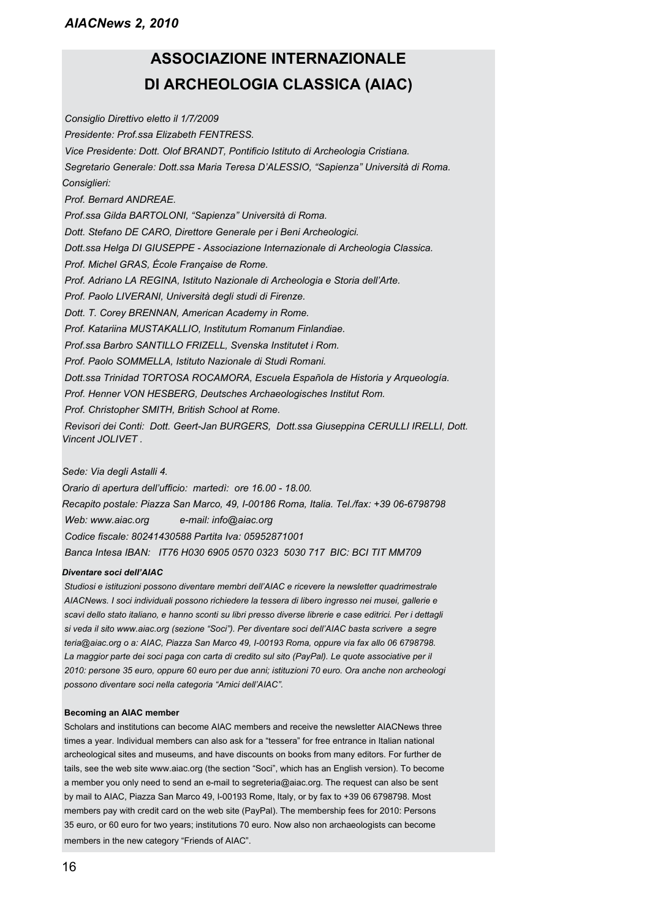# ASSOCIAZIONE INTERNAZIONALE DI ARCHEOLOGIA CLASSICA (AIAC)

*Consiglio Direttivo eletto il 1/7/2009*

*Presidente: Prof.ssa Elizabeth FENTRESS.*

*Vice Presidente: Dott. Olof BRANDT, Pontificio Istituto di Archeologia Cristiana.*

*Segretario Generale: Dott.ssa Maria Teresa D'ALESSIO, "Sapienza" Università di Roma.*

*Consiglieri:*

*Prof. Bernard ANDREAE.*

*Prof.ssa Gilda BARTOLONI, "Sapienza" Università di Roma.*

*Dott. Stefano DE CARO, Direttore Generale per i Beni Archeologici.*

*Dott.ssa Helga DI GIUSEPPE - Associazione Internazionale di Archeologia Classica.*

*Prof. Michel GRAS, École Française de Rome.*

*Prof. Adriano LA REGINA, Istituto Nazionale di Archeologia e Storia dell'Arte.*

*Prof. Paolo LIVERANI, Università degli studi di Firenze.*

*Dott. T. Corey BRENNAN, American Academy in Rome.*

*Prof. Katariina MUSTAKALLIO, Institutum Romanum Finlandiae.*

*Prof.ssa Barbro SANTILLO FRIZELL, Svenska Institutet i Rom.*

*Prof. Paolo SOMMELLA, Istituto Nazionale di Studi Romani.*

*Dott.ssa Trinidad TORTOSA ROCAMORA, Escuela Española de Historia y Arqueología.*

*Prof. Henner VON HESBERG, Deutsches Archaeologisches Institut Rom.*

*Prof. Christopher SMITH, British School at Rome.*

*Revisori dei Conti: Dott. Geert-Jan BURGERS, Dott.ssa Giuseppina CERULLI IRELLI, Dott. Vincent JOLIVET .*

*Sede: Via degli Astalli 4.*

*Orario di apertura dell'ufficio: martedì: ore 16.00 - 18.00.*

*Recapito postale: Piazza San Marco, 49, I-00186 Roma, Italia. Tel./fax: +39 06-6798798*

*Web: www.aiac.org e-mail: info@aiac.org*

*Codice fiscale: 80241430588 Partita Iva: 05952871001*

*Banca Intesa IBAN: IT76 H030 6905 0570 0323 5030 717 BIC: BCI TIT MM709*

***Diventare soci dell'AIAC***

*Studiosi e istituzioni possono diventare membri dell'AIAC e ricevere la newsletter quadrimestrale AIACNews. I soci individuali possono richiedere la tessera di libero ingresso nei musei, gallerie e scavi dello stato italiano, e hanno sconti su libri presso diverse librerie e case editrici. Per i dettagli si veda il sito www.aiac.org (sezione "Soci"). Per diventare soci dell'AIAC basta scrivere a segreteria@aiac.org o a: AIAC, Piazza San Marco 49, I-00193 Roma, oppure via fax allo 06 6798798. La maggior parte dei soci paga con carta di credito sul sito (PayPal). Le quote associative per il 2010: persone 35 euro, oppure 60 euro per due anni; istituzioni 70 euro. Ora anche non archeologi possono diventare soci nella categoria "Amici dell'AIAC".*

**Becoming an AIAC member**

Scholars and institutions can become AIAC members and receive the newsletter AIACNews three times a year. Individual members can also ask for a "tessera" for free entrance in Italian national archeological sites and museums, and have discounts on books from many editors. For further details, see the web site www.aiac.org (the section "Soci", which has an English version). To become a member you only need to send an e-mail to segreteria@aiac.org. The request can also be sent by mail to AIAC, Piazza San Marco 49, I-00193 Rome, Italy, or by fax to +39 06 6798798. Most members pay with credit card on the web site (PayPal). The membership fees for 2010: Persons 35 euro, or 60 euro for two years; institutions 70 euro. Now also non archaeologists can become members in the new category "Friends of AIAC".